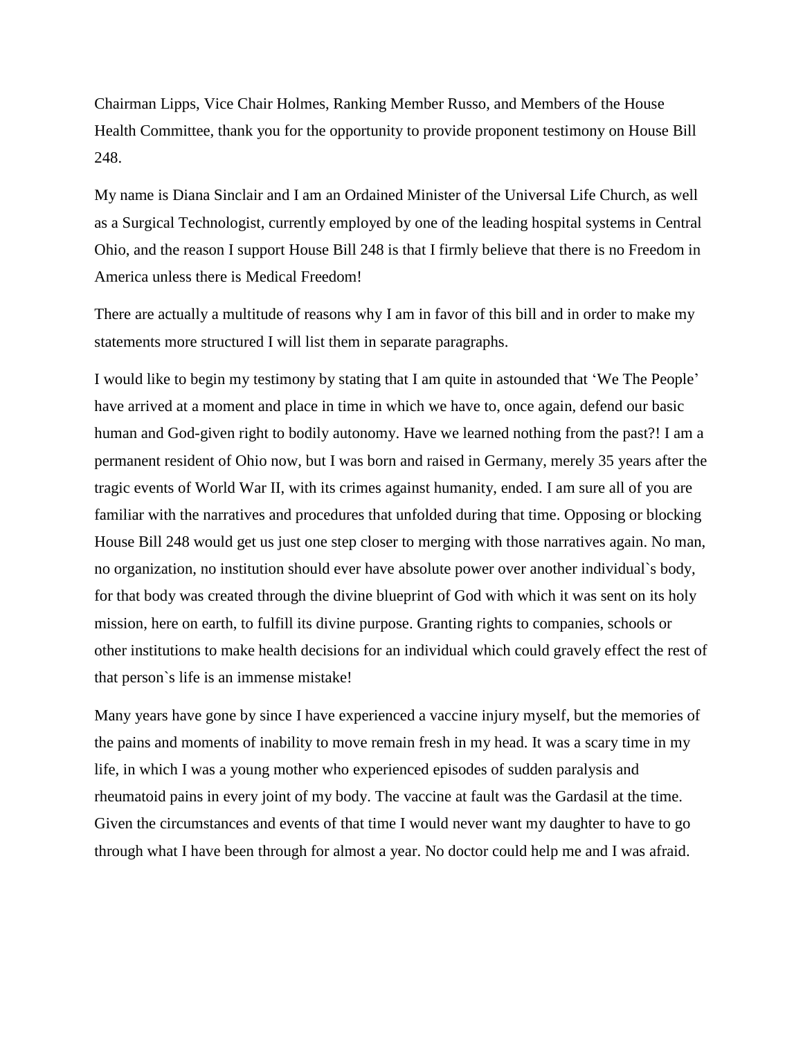Chairman Lipps, Vice Chair Holmes, Ranking Member Russo, and Members of the House Health Committee, thank you for the opportunity to provide proponent testimony on House Bill 248.

My name is Diana Sinclair and I am an Ordained Minister of the Universal Life Church, as well as a Surgical Technologist, currently employed by one of the leading hospital systems in Central Ohio, and the reason I support House Bill 248 is that I firmly believe that there is no Freedom in America unless there is Medical Freedom!

There are actually a multitude of reasons why I am in favor of this bill and in order to make my statements more structured I will list them in separate paragraphs.

I would like to begin my testimony by stating that I am quite in astounded that 'We The People' have arrived at a moment and place in time in which we have to, once again, defend our basic human and God-given right to bodily autonomy. Have we learned nothing from the past?! I am a permanent resident of Ohio now, but I was born and raised in Germany, merely 35 years after the tragic events of World War II, with its crimes against humanity, ended. I am sure all of you are familiar with the narratives and procedures that unfolded during that time. Opposing or blocking House Bill 248 would get us just one step closer to merging with those narratives again. No man, no organization, no institution should ever have absolute power over another individual`s body, for that body was created through the divine blueprint of God with which it was sent on its holy mission, here on earth, to fulfill its divine purpose. Granting rights to companies, schools or other institutions to make health decisions for an individual which could gravely effect the rest of that person`s life is an immense mistake!

Many years have gone by since I have experienced a vaccine injury myself, but the memories of the pains and moments of inability to move remain fresh in my head. It was a scary time in my life, in which I was a young mother who experienced episodes of sudden paralysis and rheumatoid pains in every joint of my body. The vaccine at fault was the Gardasil at the time. Given the circumstances and events of that time I would never want my daughter to have to go through what I have been through for almost a year. No doctor could help me and I was afraid.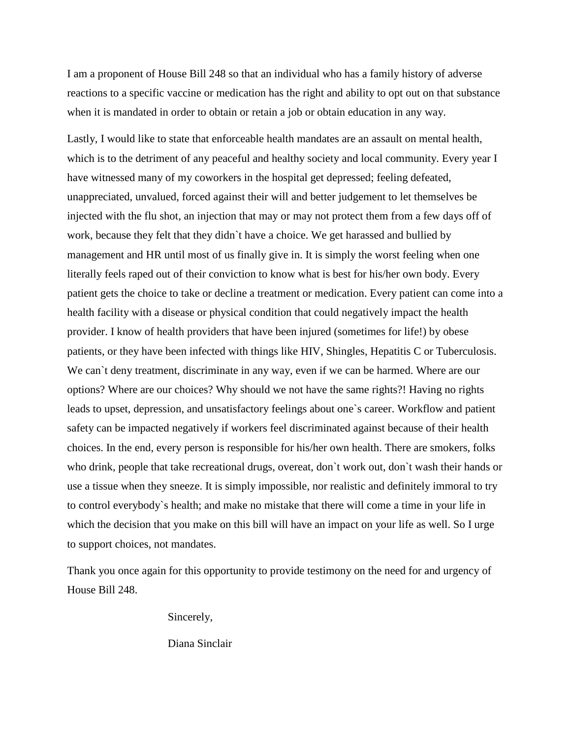I am a proponent of House Bill 248 so that an individual who has a family history of adverse reactions to a specific vaccine or medication has the right and ability to opt out on that substance when it is mandated in order to obtain or retain a job or obtain education in any way.

Lastly, I would like to state that enforceable health mandates are an assault on mental health, which is to the detriment of any peaceful and healthy society and local community. Every year I have witnessed many of my coworkers in the hospital get depressed; feeling defeated, unappreciated, unvalued, forced against their will and better judgement to let themselves be injected with the flu shot, an injection that may or may not protect them from a few days off of work, because they felt that they didn`t have a choice. We get harassed and bullied by management and HR until most of us finally give in. It is simply the worst feeling when one literally feels raped out of their conviction to know what is best for his/her own body. Every patient gets the choice to take or decline a treatment or medication. Every patient can come into a health facility with a disease or physical condition that could negatively impact the health provider. I know of health providers that have been injured (sometimes for life!) by obese patients, or they have been infected with things like HIV, Shingles, Hepatitis C or Tuberculosis. We can`t deny treatment, discriminate in any way, even if we can be harmed. Where are our options? Where are our choices? Why should we not have the same rights?! Having no rights leads to upset, depression, and unsatisfactory feelings about one`s career. Workflow and patient safety can be impacted negatively if workers feel discriminated against because of their health choices. In the end, every person is responsible for his/her own health. There are smokers, folks who drink, people that take recreational drugs, overeat, don`t work out, don`t wash their hands or use a tissue when they sneeze. It is simply impossible, nor realistic and definitely immoral to try to control everybody`s health; and make no mistake that there will come a time in your life in which the decision that you make on this bill will have an impact on your life as well. So I urge to support choices, not mandates.

Thank you once again for this opportunity to provide testimony on the need for and urgency of House Bill 248.

Sincerely,

Diana Sinclair